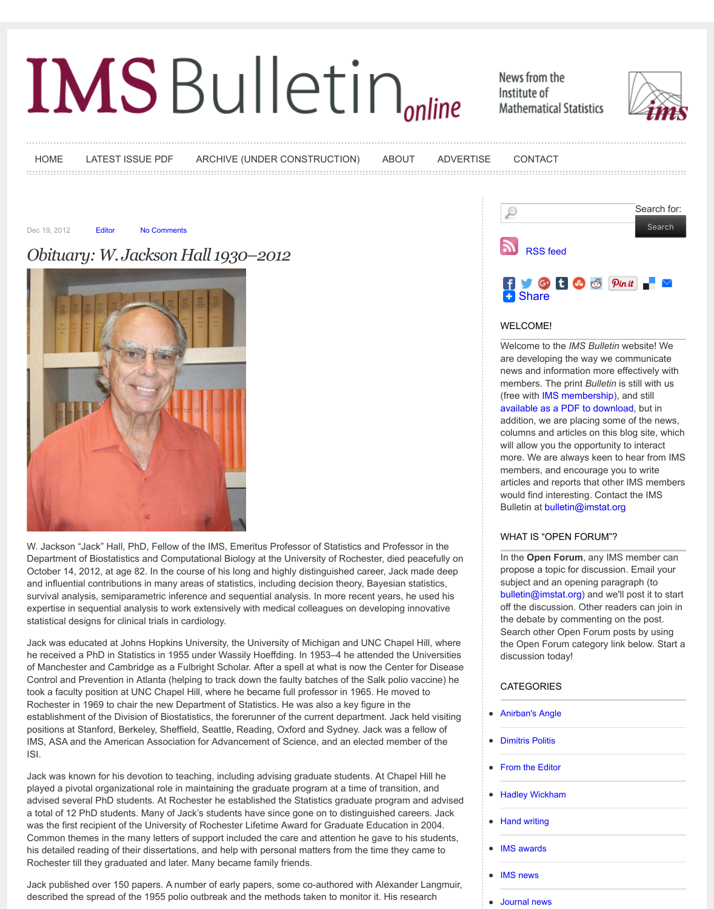# IMS Bulletin online

News from the Institute of Mathematical Statistics

HOME | LATEST ISSUE PDF | ARCHIVE (UNDER CONSTRUCTION) | ABOUT | ADVERTISE | CONTACT

Dec 19, 2012 Editor No Comments

## *Obituary: W. Jackson Hall 1930–2012*

W. Jackson “Jack” Hall, PhD, Fellow of the IMS, Emeritus Professor of Statistics and Professor in the Department of Biostatistics and Computational Biology at the University of Rochester, died peacefully on October 14, 2012, at age 82. In the course of his long and highly distinguished career, Jack made deep and influential contributions in many areas of statistics, including decision theory, Bayesian statistics, survival analysis, semiparametric inference and sequential analysis. In more recent years, he used his expertise in sequential analysis to work extensively with medical colleagues on developing innovative statistical designs for clinical trials in cardiology.

Jack was educated at Johns Hopkins University, the University of Michigan and UNC Chapel Hill, where he received a PhD in Statistics in 1955 under Wassily Hoeffding. In 1953–4 he attended the Universities of Manchester and Cambridge as a Fulbright Scholar. After a spell at what is now the Center for Disease Control and Prevention in Atlanta (helping to track down the faulty batches of the Salk polio vaccine) he took a faculty position at UNC Chapel Hill, where he became full professor in 1965. He moved to Rochester in 1969 to chair the new Department of Statistics. He was also a key figure in the establishment of the Division of Biostatistics, the forerunner of the current department. Jack held visiting positions at Stanford, Berkeley, Sheffield, Seattle, Reading, Oxford and Sydney. Jack was a fellow of IMS, ASA and the American Association for Advancement of Science, and an elected member of the ISI.

Jack was known for his devotion to teaching, including advising graduate students. At Chapel Hill he played a pivotal organizational role in maintaining the graduate program at a time of transition, and advised several PhD students. At Rochester he established the Statistics graduate program and advised a total of 12 PhD students. Many of Jack’s students have since gone on to distinguished careers. Jack was the first recipient of the University of Rochester Lifetime Award for Graduate Education in 2004. Common themes in the many letters of support included the care and attention he gave to his students, his detailed reading of their dissertations, and help with personal matters from the time they came to Rochester till they graduated and later. Many became family friends.

Jack published over 150 papers. A number of early papers, some co-authored with Alexander Langmuir, described the spread of the 1955 polio outbreak and the methods taken to monitor it. His research

Search for:

Search

RSS feed

Share

### WELCOME!

Welcome to the *IMS Bulletin* website! We are developing the way we communicate news and information more effectively with members. The print *Bulletin* is still with us (free with IMS membership), and still available as a PDF to download, but in addition, we are placing some of the news, columns and articles on this blog site, which will allow you the opportunity to interact more. We are always keen to hear from IMS members, and encourage you to write articles and reports that other IMS members would find interesting. Contact the IMS Bulletin at bulletin@imstat.org

### WHAT IS “OPEN FORUM”?

In the **Open Forum**, any IMS member can propose a topic for discussion. Email your subject and an opening paragraph (to bulletin@imstat.org) and we'll post it to start off the discussion. Other readers can join in the debate by commenting on the post. Search other Open Forum posts by using the Open Forum category link below. Start a discussion today!

### CATEGORIES

- Anirban's Angle
- Dimitris Politis
- From the Editor
- Hadley Wickham
- Hand writing
- IMS awards
- IMS news
- Journal news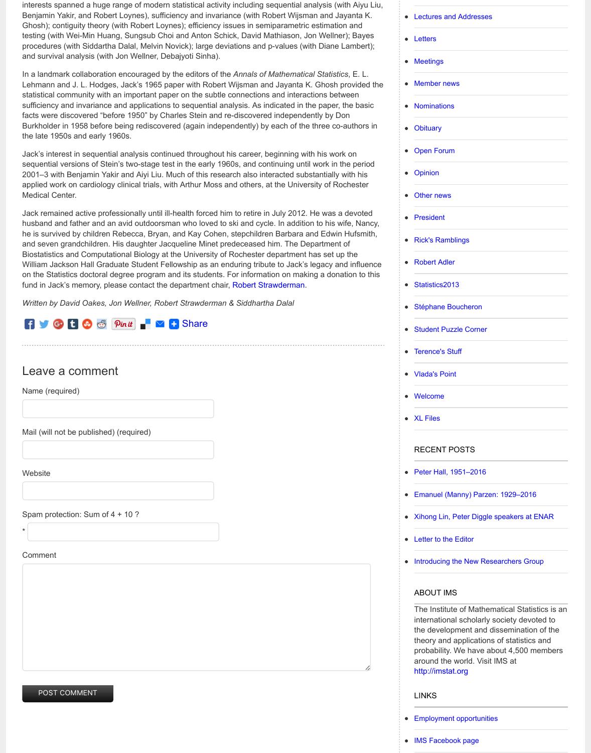interests spanned a huge range of modern statistical activity including sequential analysis (with Aiyu Liu, Benjamin Yakir, and Robert Loynes), sufficiency and invariance (with Robert Wijsman and Jayanta K. Ghosh); contiguity theory (with Robert Loynes); efficiency issues in semiparametric estimation and testing (with Wei-Min Huang, Sungsub Choi and Anton Schick, David Mathiason, Jon Wellner); Bayes procedures (with Siddartha Dalal, Melvin Novick); large deviations and p-values (with Diane Lambert); and survival analysis (with Jon Wellner, Debajyoti Sinha).

In a landmark collaboration encouraged by the editors of the *Annals of Mathematical Statistics*, E. L. Lehmann and J. L. Hodges, Jack's 1965 paper with Robert Wijsman and Jayanta K. Ghosh provided the statistical community with an important paper on the subtle connections and interactions between sufficiency and invariance and applications to sequential analysis. As indicated in the paper, the basic facts were discovered "before 1950" by Charles Stein and re-discovered independently by Don Burkholder in 1958 before being rediscovered (again independently) by each of the three co-authors in the late 1950s and early 1960s.

Jack's interest in sequential analysis continued throughout his career, beginning with his work on sequential versions of Stein's two-stage test in the early 1960s, and continuing until work in the period 2001–3 with Benjamin Yakir and Aiyi Liu. Much of this research also interacted substantially with his applied work on cardiology clinical trials, with Arthur Moss and others, at the University of Rochester Medical Center.

Jack remained active professionally until ill-health forced him to retire in July 2012. He was a devoted husband and father and an avid outdoorsman who loved to ski and cycle. In addition to his wife, Nancy, he is survived by children Rebecca, Bryan, and Kay Cohen, stepchildren Barbara and Edwin Hufsmith, and seven grandchildren. His daughter Jacqueline Minet predeceased him. The Department of Biostatistics and Computational Biology at the University of Rochester department has set up the William Jackson Hall Graduate Student Fellowship as an enduring tribute to Jack's legacy and influence on the Statistics doctoral degree program and its students. For information on making a donation to this fund in Jack's memory, please contact the department chair, Robert Strawderman.

*Written by David Oakes, Jon Wellner, Robert Strawderman & Siddhartha Dalal*

Share

## Leave a comment

Name (required)

Mail (will not be published) (required)

Website

Spam protection: Sum of 4 + 10 ?

\*

Comment

POST COMMENT

- Lectures and Addresses
- Letters
- Meetings
- Member news
- Nominations
- Obituary
- Open Forum
- Opinion
- Other news
- President
- Rick's Ramblings
- Robert Adler
- Statistics2013
- Stéphane Boucheron
- Student Puzzle Corner
- Terence's Stuff
- Vlada's Point
- Welcome
- XL Files

### RECENT POSTS

- Peter Hall, 1951–2016
- Emanuel (Manny) Parzen: 1929–2016
- Xihong Lin, Peter Diggle speakers at ENAR
- Letter to the Editor
- Introducing the New Researchers Group

### ABOUT IMS

The Institute of Mathematical Statistics is an international scholarly society devoted to the development and dissemination of the theory and applications of statistics and probability. We have about 4,500 members around the world. Visit IMS at http://imstat.org

### LINKS

- Employment opportunities
- IMS Facebook page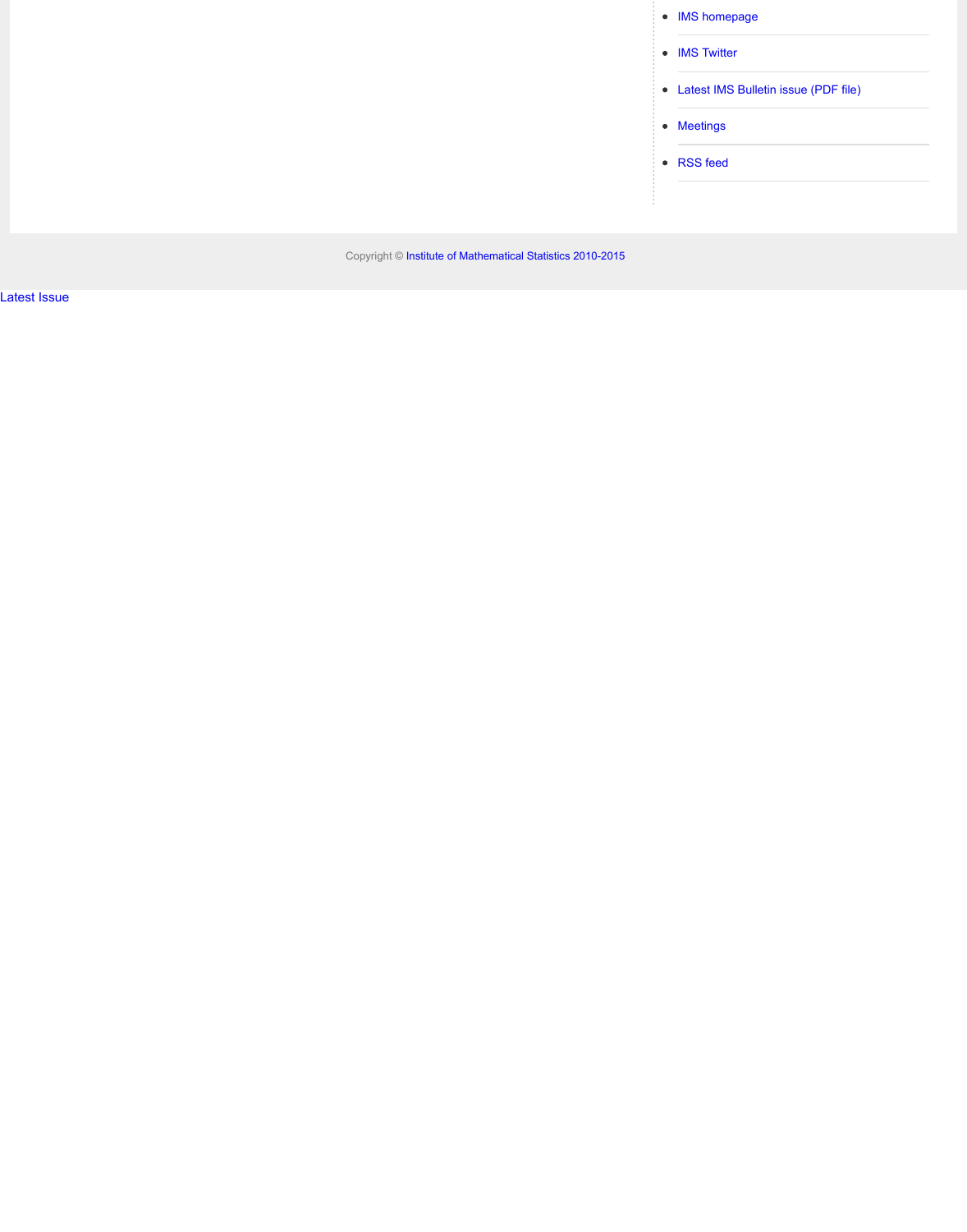- IMS homepage
- IMS Twitter
- Latest IMS Bulletin issue (PDF file)
- Meetings
- RSS feed

Copyright © Institute of Mathematical Statistics 2010-2015

Latest Issue